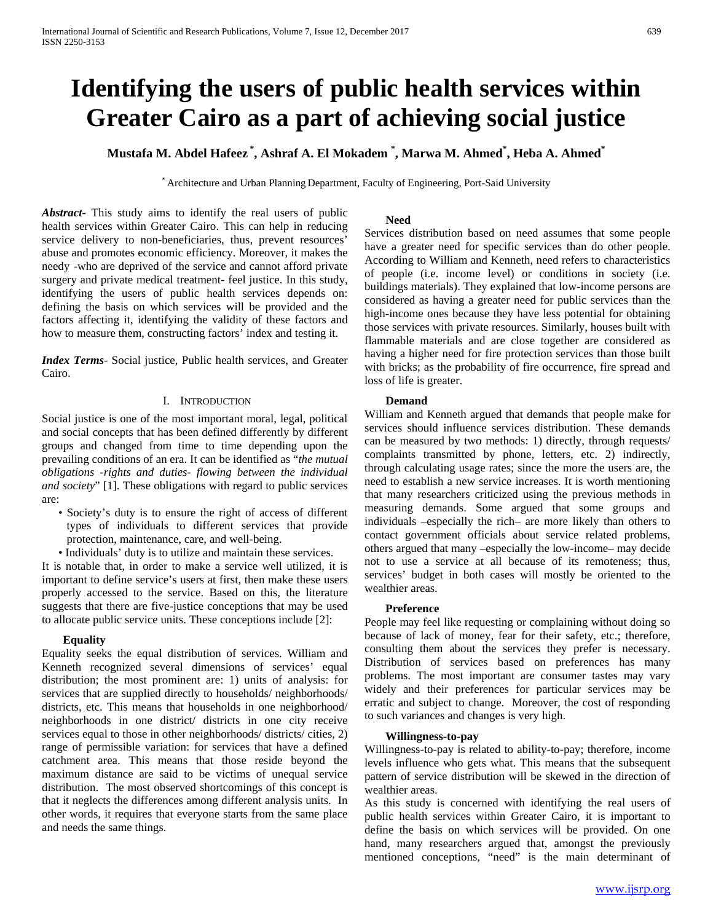# Identifying the users of public health services within Greater Cairo as a part of achieving social justice

**Mustafa M. Abdel Hafeez [*], Ashraf A. El Mokadem [*], Marwa M. Ahmed[*], Heba A. Ahmed[*]**

[*] Architecture and Urban Planning Department, Faculty of Engineering, Port-Said University

***Abstract-*** This study aims to identify the real users of public health services within Greater Cairo. This can help in reducing service delivery to non-beneficiaries, thus, prevent resources' abuse and promotes economic efficiency. Moreover, it makes the needy -who are deprived of the service and cannot afford private surgery and private medical treatment- feel justice. In this study, identifying the users of public health services depends on: defining the basis on which services will be provided and the factors affecting it, identifying the validity of these factors and how to measure them, constructing factors' index and testing it.

***Index Terms*-** Social justice, Public health services, and Greater Cairo.

## I. Introduction

Social justice is one of the most important moral, legal, political and social concepts that has been defined differently by different groups and changed from time to time depending upon the prevailing conditions of an era. It can be identified as "*the mutual obligations -rights and duties- flowing between the individual and society*" [1]. These obligations with regard to public services are:

- Society's duty is to ensure the right of access of different types of individuals to different services that provide protection, maintenance, care, and well-being.
- Individuals' duty is to utilize and maintain these services.

It is notable that, in order to make a service well utilized, it is important to define service's users at first, then make these users properly accessed to the service. Based on this, the literature suggests that there are five-justice conceptions that may be used to allocate public service units. These conceptions include [2]:

### Equality

Equality seeks the equal distribution of services. William and Kenneth recognized several dimensions of services' equal distribution; the most prominent are: 1) units of analysis: for services that are supplied directly to households/ neighborhoods/ districts, etc. This means that households in one neighborhood/ neighborhoods in one district/ districts in one city receive services equal to those in other neighborhoods/ districts/ cities, 2) range of permissible variation: for services that have a defined catchment area. This means that those reside beyond the maximum distance are said to be victims of unequal service distribution. The most observed shortcomings of this concept is that it neglects the differences among different analysis units. In other words, it requires that everyone starts from the same place and needs the same things.

### Need

Services distribution based on need assumes that some people have a greater need for specific services than do other people. According to William and Kenneth, need refers to characteristics of people (i.e. income level) or conditions in society (i.e. buildings materials). They explained that low-income persons are considered as having a greater need for public services than the high-income ones because they have less potential for obtaining those services with private resources. Similarly, houses built with flammable materials and are close together are considered as having a higher need for fire protection services than those built with bricks; as the probability of fire occurrence, fire spread and loss of life is greater.

### Demand

William and Kenneth argued that demands that people make for services should influence services distribution. These demands can be measured by two methods: 1) directly, through requests/ complaints transmitted by phone, letters, etc. 2) indirectly, through calculating usage rates; since the more the users are, the need to establish a new service increases. It is worth mentioning that many researchers criticized using the previous methods in measuring demands. Some argued that some groups and individuals –especially the rich– are more likely than others to contact government officials about service related problems, others argued that many –especially the low-income– may decide not to use a service at all because of its remoteness; thus, services' budget in both cases will mostly be oriented to the wealthier areas.

### Preference

People may feel like requesting or complaining without doing so because of lack of money, fear for their safety, etc.; therefore, consulting them about the services they prefer is necessary. Distribution of services based on preferences has many problems. The most important are consumer tastes may vary widely and their preferences for particular services may be erratic and subject to change. Moreover, the cost of responding to such variances and changes is very high.

### Willingness-to-pay

Willingness-to-pay is related to ability-to-pay; therefore, income levels influence who gets what. This means that the subsequent pattern of service distribution will be skewed in the direction of wealthier areas.

As this study is concerned with identifying the real users of public health services within Greater Cairo, it is important to define the basis on which services will be provided. On one hand, many researchers argued that, amongst the previously mentioned conceptions, "need" is the main determinant of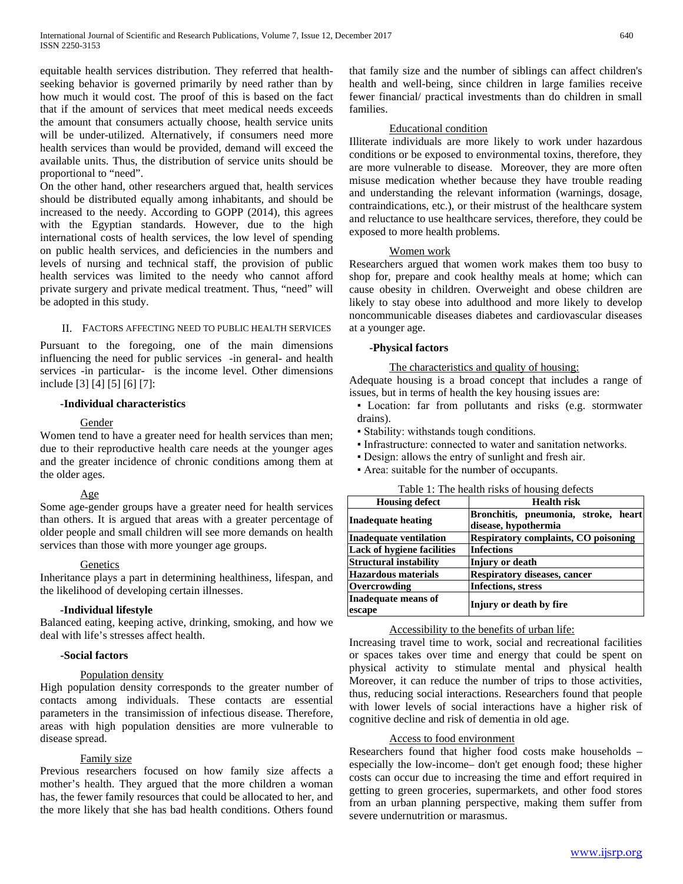equitable health services distribution. They referred that health-seeking behavior is governed primarily by need rather than by how much it would cost. The proof of this is based on the fact that if the amount of services that meet medical needs exceeds the amount that consumers actually choose, health service units will be under-utilized. Alternatively, if consumers need more health services than would be provided, demand will exceed the available units. Thus, the distribution of service units should be proportional to "need".

On the other hand, other researchers argued that, health services should be distributed equally among inhabitants, and should be increased to the needy. According to GOPP (2014), this agrees with the Egyptian standards. However, due to the high international costs of health services, the low level of spending on public health services, and deficiencies in the numbers and levels of nursing and technical staff, the provision of public health services was limited to the needy who cannot afford private surgery and private medical treatment. Thus, "need" will be adopted in this study.

## II. Factors Affecting Need to Public Health Services

Pursuant to the foregoing, one of the main dimensions influencing the need for public services -in general- and health services -in particular- is the income level. Other dimensions include [3] [4] [5] [6] [7]:

### -Individual characteristics

Gender

Women tend to have a greater need for health services than men; due to their reproductive health care needs at the younger ages and the greater incidence of chronic conditions among them at the older ages.

Age

Some age-gender groups have a greater need for health services than others. It is argued that areas with a greater percentage of older people and small children will see more demands on health services than those with more younger age groups.

Genetics

Inheritance plays a part in determining healthiness, lifespan, and the likelihood of developing certain illnesses.

### -Individual lifestyle

Balanced eating, keeping active, drinking, smoking, and how we deal with life's stresses affect health.

### -Social factors

Population density

High population density corresponds to the greater number of contacts among individuals. These contacts are essential parameters in the transimission of infectious disease. Therefore, areas with high population densities are more vulnerable to disease spread.

Family size

Previous researchers focused on how family size affects a mother's health. They argued that the more children a woman has, the fewer family resources that could be allocated to her, and the more likely that she has bad health conditions. Others found that family size and the number of siblings can affect children's health and well-being, since children in large families receive fewer financial/ practical investments than do children in small families.

Educational condition

Illiterate individuals are more likely to work under hazardous conditions or be exposed to environmental toxins, therefore, they are more vulnerable to disease. Moreover, they are more often misuse medication whether because they have trouble reading and understanding the relevant information (warnings, dosage, contraindications, etc.), or their mistrust of the healthcare system and reluctance to use healthcare services, therefore, they could be exposed to more health problems.

Women work

Researchers argued that women work makes them too busy to shop for, prepare and cook healthy meals at home; which can cause obesity in children. Overweight and obese children are likely to stay obese into adulthood and more likely to develop noncommunicable diseases diabetes and cardiovascular diseases at a younger age.

### -Physical factors

The characteristics and quality of housing:

Adequate housing is a broad concept that includes a range of issues, but in terms of health the key housing issues are:

- Location: far from pollutants and risks (e.g. stormwater drains).
- Stability: withstands tough conditions.
- Infrastructure: connected to water and sanitation networks.
- Design: allows the entry of sunlight and fresh air.
- Area: suitable for the number of occupants.

Table 1: The health risks of housing defects

| Housing defect | Health risk |
|---|---|
| **Inadequate heating** | **Bronchitis, pneumonia, stroke, heart disease, hypothermia** |
| **Inadequate ventilation** | **Respiratory complaints, CO poisoning** |
| **Lack of hygiene facilities** | **Infections** |
| **Structural instability** | **Injury or death** |
| **Hazardous materials** | **Respiratory diseases, cancer** |
| **Overcrowding** | **Infections, stress** |
| **Inadequate means of escape** | **Injury or death by fire** |

Accessibility to the benefits of urban life:

Increasing travel time to work, social and recreational facilities or spaces takes over time and energy that could be spent on physical activity to stimulate mental and physical health Moreover, it can reduce the number of trips to those activities, thus, reducing social interactions. Researchers found that people with lower levels of social interactions have a higher risk of cognitive decline and risk of dementia in old age.

Access to food environment

Researchers found that higher food costs make households – especially the low-income– don't get enough food; these higher costs can occur due to increasing the time and effort required in getting to green groceries, supermarkets, and other food stores from an urban planning perspective, making them suffer from severe undernutrition or marasmus.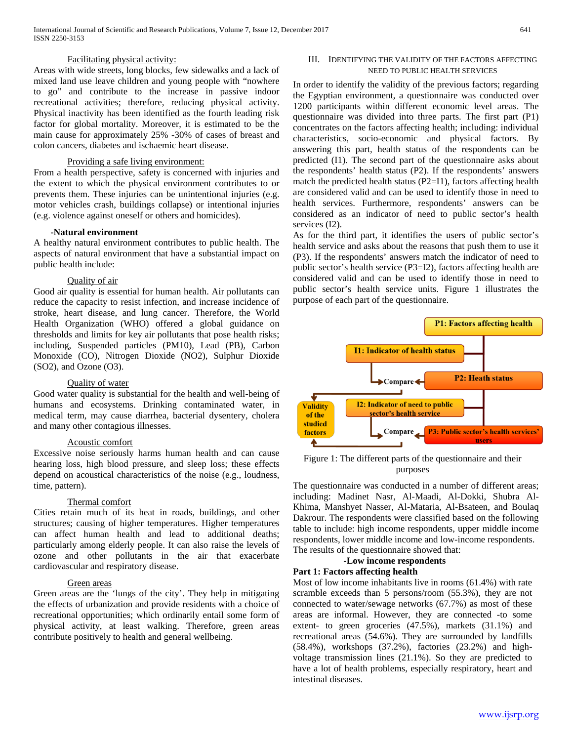Facilitating physical activity:

Areas with wide streets, long blocks, few sidewalks and a lack of mixed land use leave children and young people with "nowhere to go" and contribute to the increase in passive indoor recreational activities; therefore, reducing physical activity. Physical inactivity has been identified as the fourth leading risk factor for global mortality. Moreover, it is estimated to be the main cause for approximately 25% -30% of cases of breast and colon cancers, diabetes and ischaemic heart disease.

Providing a safe living environment:

From a health perspective, safety is concerned with injuries and the extent to which the physical environment contributes to or prevents them. These injuries can be unintentional injuries (e.g. motor vehicles crash, buildings collapse) or intentional injuries (e.g. violence against oneself or others and homicides).

**-Natural environment**

A healthy natural environment contributes to public health. The aspects of natural environment that have a substantial impact on public health include:

Quality of air

Good air quality is essential for human health. Air pollutants can reduce the capacity to resist infection, and increase incidence of stroke, heart disease, and lung cancer. Therefore, the World Health Organization (WHO) offered a global guidance on thresholds and limits for key air pollutants that pose health risks; including, Suspended particles (PM10), Lead (PB), Carbon Monoxide (CO), Nitrogen Dioxide ($NO_2$), Sulphur Dioxide ($SO_2$), and Ozone ($O_3$).

Quality of water

Good water quality is substantial for the health and well-being of humans and ecosystems. Drinking contaminated water, in medical term, may cause diarrhea, bacterial dysentery, cholera and many other contagious illnesses.

Acoustic comfort

Excessive noise seriously harms human health and can cause hearing loss, high blood pressure, and sleep loss; these effects depend on acoustical characteristics of the noise (e.g., loudness, time, pattern).

Thermal comfort

Cities retain much of its heat in roads, buildings, and other structures; causing of higher temperatures. Higher temperatures can affect human health and lead to additional deaths; particularly among elderly people. It can also raise the levels of ozone and other pollutants in the air that exacerbate cardiovascular and respiratory disease.

Green areas

Green areas are the 'lungs of the city'. They help in mitigating the effects of urbanization and provide residents with a choice of recreational opportunities; which ordinarily entail some form of physical activity, at least walking. Therefore, green areas contribute positively to health and general wellbeing.

## III. Identifying the Validity of the Factors Affecting Need to Public Health Services

In order to identify the validity of the previous factors; regarding the Egyptian environment, a questionnaire was conducted over 1200 participants within different economic level areas. The questionnaire was divided into three parts. The first part (P1) concentrates on the factors affecting health; including: individual characteristics, socio-economic and physical factors. By answering this part, health status of the respondents can be predicted (I1). The second part of the questionnaire asks about the respondents' health status (P2). If the respondents' answers match the predicted health status (P2=I1), factors affecting health are considered valid and can be used to identify those in need to health services. Furthermore, respondents' answers can be considered as an indicator of need to public sector's health services (I2).

As for the third part, it identifies the users of public sector's health service and asks about the reasons that push them to use it (P3). If the respondents' answers match the indicator of need to public sector's health service (P3=I2), factors affecting health are considered valid and can be used to identify those in need to public sector's health service units. Figure 1 illustrates the purpose of each part of the questionnaire.

P1: Factors affecting health

I1: Indicator of health status

P2: Heath status

Compare

Validity of the studied factors

I2: Indicator of need to public sector's health service

Compare

P3: Public sector's health services' users

Figure 1: The different parts of the questionnaire and their purposes

The questionnaire was conducted in a number of different areas; including: Madinet Nasr, Al-Maadi, Al-Dokki, Shubra Al-Khima, Manshyet Nasser, Al-Mataria, Al-Bsateen, and Boulaq Dakrour. The respondents were classified based on the following table to include: high income respondents, upper middle income respondents, lower middle income and low-income respondents. The results of the questionnaire showed that:

**-Low income respondents**

**Part 1: Factors affecting health**

Most of low income inhabitants live in rooms (61.4%) with rate scramble exceeds than 5 persons/room (55.3%), they are not connected to water/sewage networks (67.7%) as most of these areas are informal. However, they are connected -to some extent- to green groceries (47.5%), markets (31.1%) and recreational areas (54.6%). They are surrounded by landfills (58.4%), workshops (37.2%), factories (23.2%) and high-voltage transmission lines (21.1%). So they are predicted to have a lot of health problems, especially respiratory, heart and intestinal diseases.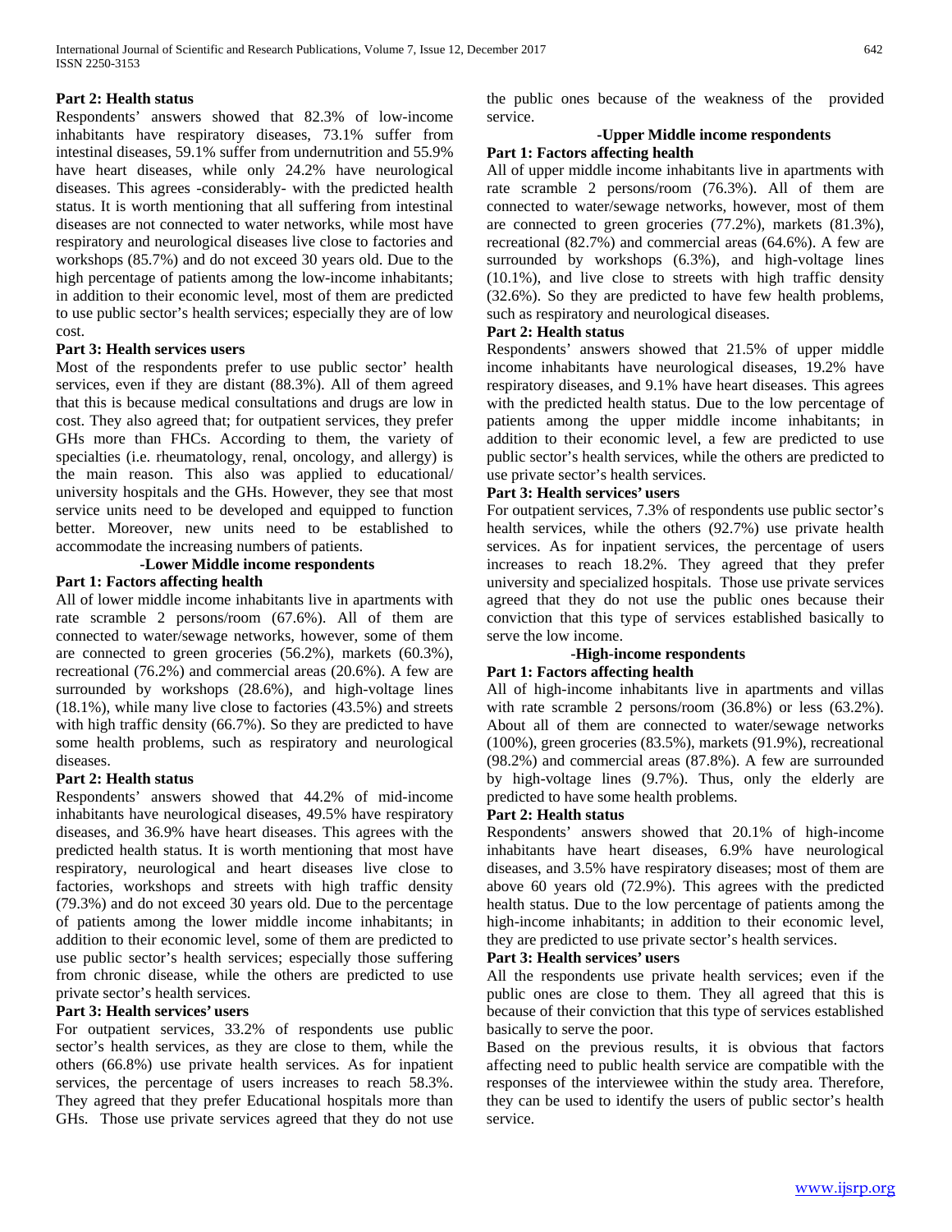**Part 2: Health status**

Respondents' answers showed that 82.3% of low-income inhabitants have respiratory diseases, 73.1% suffer from intestinal diseases, 59.1% suffer from undernutrition and 55.9% have heart diseases, while only 24.2% have neurological diseases. This agrees -considerably- with the predicted health status. It is worth mentioning that all suffering from intestinal diseases are not connected to water networks, while most have respiratory and neurological diseases live close to factories and workshops (85.7%) and do not exceed 30 years old. Due to the high percentage of patients among the low-income inhabitants; in addition to their economic level, most of them are predicted to use public sector's health services; especially they are of low cost.

**Part 3: Health services users**

Most of the respondents prefer to use public sector' health services, even if they are distant (88.3%). All of them agreed that this is because medical consultations and drugs are low in cost. They also agreed that; for outpatient services, they prefer GHs more than FHCs. According to them, the variety of specialties (i.e. rheumatology, renal, oncology, and allergy) is the main reason. This also was applied to educational/ university hospitals and the GHs. However, they see that most service units need to be developed and equipped to function better. Moreover, new units need to be established to accommodate the increasing numbers of patients.

**-Lower Middle income respondents**

**Part 1: Factors affecting health**

All of lower middle income inhabitants live in apartments with rate scramble 2 persons/room (67.6%). All of them are connected to water/sewage networks, however, some of them are connected to green groceries (56.2%), markets (60.3%), recreational (76.2%) and commercial areas (20.6%). A few are surrounded by workshops (28.6%), and high-voltage lines (18.1%), while many live close to factories (43.5%) and streets with high traffic density (66.7%). So they are predicted to have some health problems, such as respiratory and neurological diseases.

**Part 2: Health status**

Respondents' answers showed that 44.2% of mid-income inhabitants have neurological diseases, 49.5% have respiratory diseases, and 36.9% have heart diseases. This agrees with the predicted health status. It is worth mentioning that most have respiratory, neurological and heart diseases live close to factories, workshops and streets with high traffic density (79.3%) and do not exceed 30 years old. Due to the percentage of patients among the lower middle income inhabitants; in addition to their economic level, some of them are predicted to use public sector's health services; especially those suffering from chronic disease, while the others are predicted to use private sector's health services.

**Part 3: Health services' users**

For outpatient services, 33.2% of respondents use public sector's health services, as they are close to them, while the others (66.8%) use private health services. As for inpatient services, the percentage of users increases to reach 58.3%. They agreed that they prefer Educational hospitals more than GHs. Those use private services agreed that they do not use the public ones because of the weakness of the provided service.

**-Upper Middle income respondents**

**Part 1: Factors affecting health**

All of upper middle income inhabitants live in apartments with rate scramble 2 persons/room (76.3%). All of them are connected to water/sewage networks, however, most of them are connected to green groceries (77.2%), markets (81.3%), recreational (82.7%) and commercial areas (64.6%). A few are surrounded by workshops (6.3%), and high-voltage lines (10.1%), and live close to streets with high traffic density (32.6%). So they are predicted to have few health problems, such as respiratory and neurological diseases.

**Part 2: Health status**

Respondents' answers showed that 21.5% of upper middle income inhabitants have neurological diseases, 19.2% have respiratory diseases, and 9.1% have heart diseases. This agrees with the predicted health status. Due to the low percentage of patients among the upper middle income inhabitants; in addition to their economic level, a few are predicted to use public sector's health services, while the others are predicted to use private sector's health services.

**Part 3: Health services' users**

For outpatient services, 7.3% of respondents use public sector's health services, while the others (92.7%) use private health services. As for inpatient services, the percentage of users increases to reach 18.2%. They agreed that they prefer university and specialized hospitals. Those use private services agreed that they do not use the public ones because their conviction that this type of services established basically to serve the low income.

**-High-income respondents**

**Part 1: Factors affecting health**

All of high-income inhabitants live in apartments and villas with rate scramble 2 persons/room (36.8%) or less (63.2%). About all of them are connected to water/sewage networks (100%), green groceries (83.5%), markets (91.9%), recreational (98.2%) and commercial areas (87.8%). A few are surrounded by high-voltage lines (9.7%). Thus, only the elderly are predicted to have some health problems.

**Part 2: Health status**

Respondents' answers showed that 20.1% of high-income inhabitants have heart diseases, 6.9% have neurological diseases, and 3.5% have respiratory diseases; most of them are above 60 years old (72.9%). This agrees with the predicted health status. Due to the low percentage of patients among the high-income inhabitants; in addition to their economic level, they are predicted to use private sector's health services.

**Part 3: Health services' users**

All the respondents use private health services; even if the public ones are close to them. They all agreed that this is because of their conviction that this type of services established basically to serve the poor.

Based on the previous results, it is obvious that factors affecting need to public health service are compatible with the responses of the interviewee within the study area. Therefore, they can be used to identify the users of public sector's health service.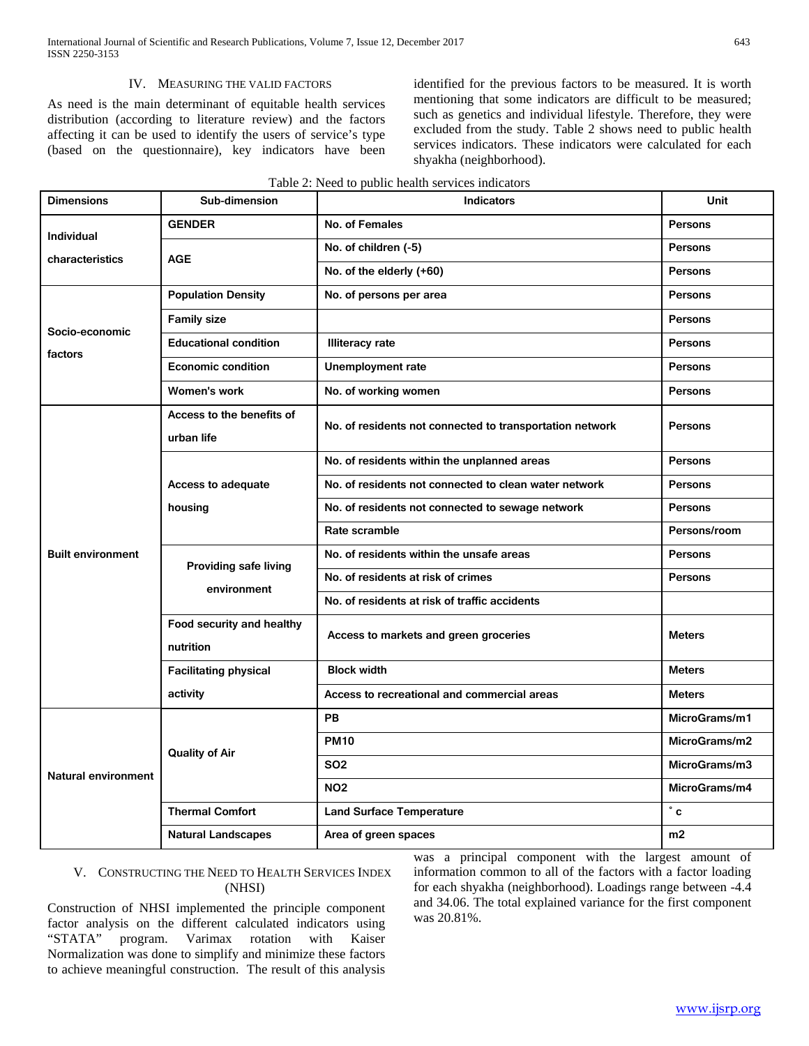## IV. Measuring the Valid Factors

As need is the main determinant of equitable health services distribution (according to literature review) and the factors affecting it can be used to identify the users of service's type (based on the questionnaire), key indicators have been identified for the previous factors to be measured. It is worth mentioning that some indicators are difficult to be measured; such as genetics and individual lifestyle. Therefore, they were excluded from the study. Table 2 shows need to public health services indicators. These indicators were calculated for each shyakha (neighborhood).

Table 2: Need to public health services indicators

| Dimensions | Sub-dimension | Indicators | Unit |
|---|---|---|---|
| Individual characteristics | GENDER | No. of Females | Persons |
| | AGE | No. of children (-5) | Persons |
| | | No. of the elderly (+60) | Persons |
| Socio-economic factors | Population Density | No. of persons per area | Persons |
| | Family size | | Persons |
| | Educational condition | Illiteracy rate | Persons |
| | Economic condition | Unemployment rate | Persons |
| | Women's work | No. of working women | Persons |
| Built environment | Access to the benefits of urban life | No. of residents not connected to transportation network | Persons |
| | Access to adequate housing | No. of residents within the unplanned areas | Persons |
| | | No. of residents not connected to clean water network | Persons |
| | | No. of residents not connected to sewage network | Persons |
| | | Rate scramble | Persons/room |
| | Providing safe living environment | No. of residents within the unsafe areas | Persons |
| | | No. of residents at risk of crimes | Persons |
| | | No. of residents at risk of traffic accidents | |
| | Food security and healthy nutrition | Access to markets and green groceries | Meters |
| | Facilitating physical activity | Block width | Meters |
| | | Access to recreational and commercial areas | Meters |
| Natural environment | Quality of Air | PB | MicroGrams/m1 |
| | | PM10 | MicroGrams/m2 |
| | | SO2 | MicroGrams/m3 |
| | | NO2 | MicroGrams/m4 |
| | Thermal Comfort | Land Surface Temperature | ˚ c |
| | Natural Landscapes | Area of green spaces | m2 |

## V. Constructing the Need to Health Services Index (NHSI)

Construction of NHSI implemented the principle component factor analysis on the different calculated indicators using "STATA" program. Varimax rotation with Kaiser Normalization was done to simplify and minimize these factors to achieve meaningful construction. The result of this analysis was a principal component with the largest amount of information common to all of the factors with a factor loading for each shyakha (neighborhood). Loadings range between -4.4 and 34.06. The total explained variance for the first component was 20.81%.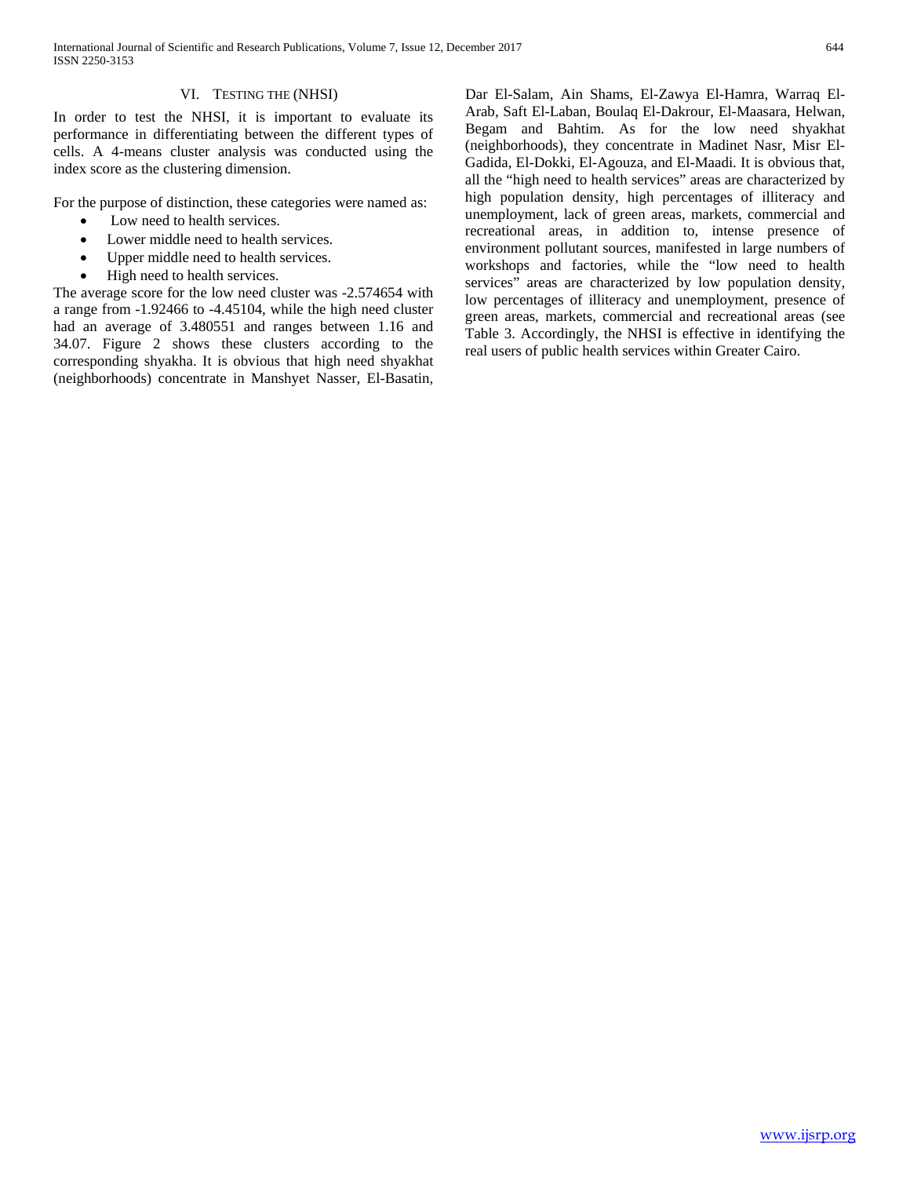## VI. Testing the (NHSI)

In order to test the NHSI, it is important to evaluate its performance in differentiating between the different types of cells. A 4-means cluster analysis was conducted using the index score as the clustering dimension.

For the purpose of distinction, these categories were named as:

- Low need to health services.
- Lower middle need to health services.
- Upper middle need to health services.
- High need to health services.

The average score for the low need cluster was -2.574654 with a range from -1.92466 to -4.45104, while the high need cluster had an average of 3.480551 and ranges between 1.16 and 34.07. Figure 2 shows these clusters according to the corresponding shyakha. It is obvious that high need shyakhat (neighborhoods) concentrate in Manshyet Nasser, El-Basatin, Dar El-Salam, Ain Shams, El-Zawya El-Hamra, Warraq El-Arab, Saft El-Laban, Boulaq El-Dakrour, El-Maasara, Helwan, Begam and Bahtim. As for the low need shyakhat (neighborhoods), they concentrate in Madinet Nasr, Misr El-Gadida, El-Dokki, El-Agouza, and El-Maadi. It is obvious that, all the "high need to health services" areas are characterized by high population density, high percentages of illiteracy and unemployment, lack of green areas, markets, commercial and recreational areas, in addition to, intense presence of environment pollutant sources, manifested in large numbers of workshops and factories, while the "low need to health services" areas are characterized by low population density, low percentages of illiteracy and unemployment, presence of green areas, markets, commercial and recreational areas (see Table 3. Accordingly, the NHSI is effective in identifying the real users of public health services within Greater Cairo.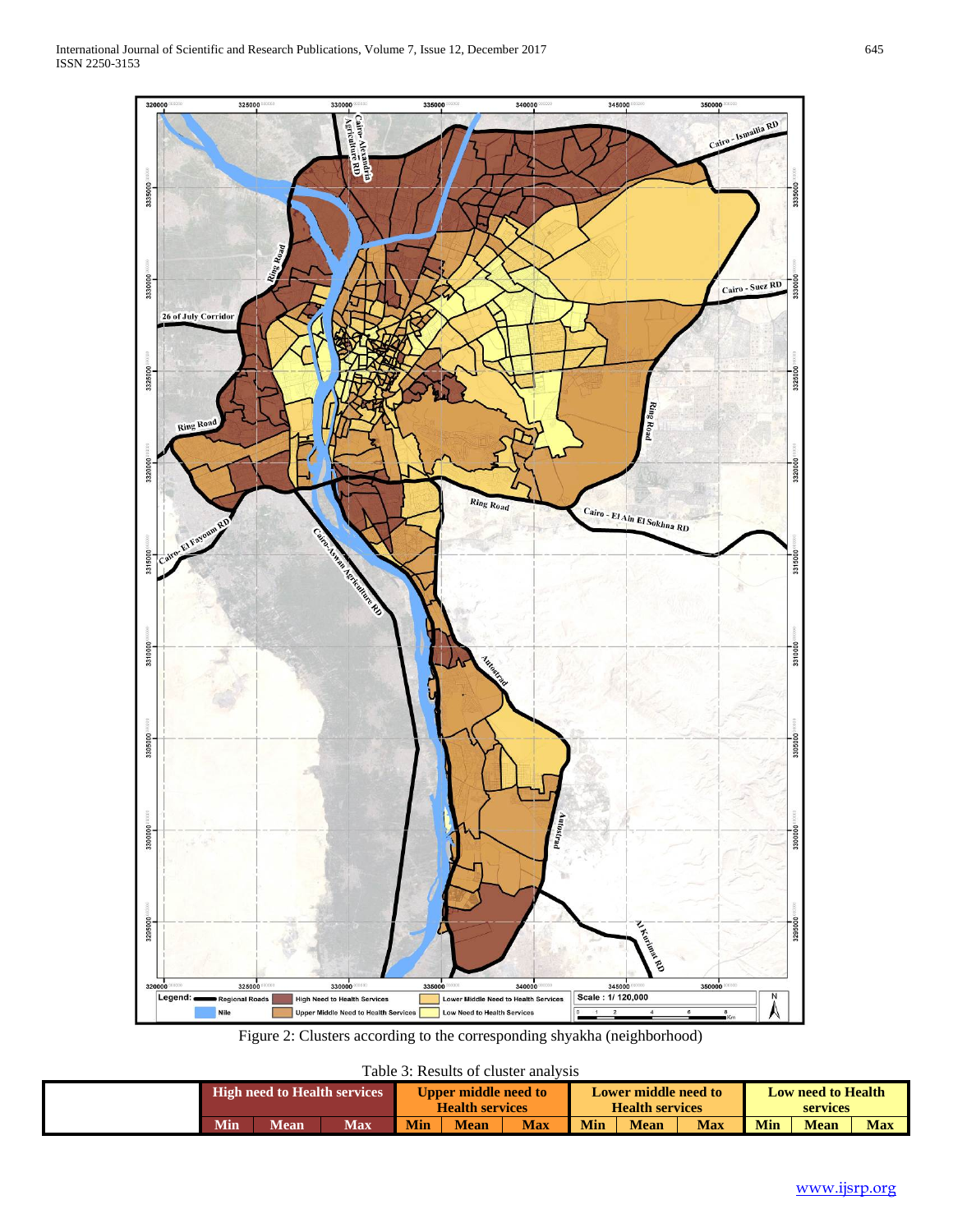Figure 2: Clusters according to the corresponding shyakha (neighborhood)

Table 3: Results of cluster analysis

| | High need to Health services | | | Upper middle need to Health services | | | Lower middle need to Health services | | | Low need to Health services | | |
|---|---|---|---|---|---|---|---|---|---|---|---|---|
| | Min | Mean | Max | Min | Mean | Max | Min | Mean | Max | Min | Mean | Max |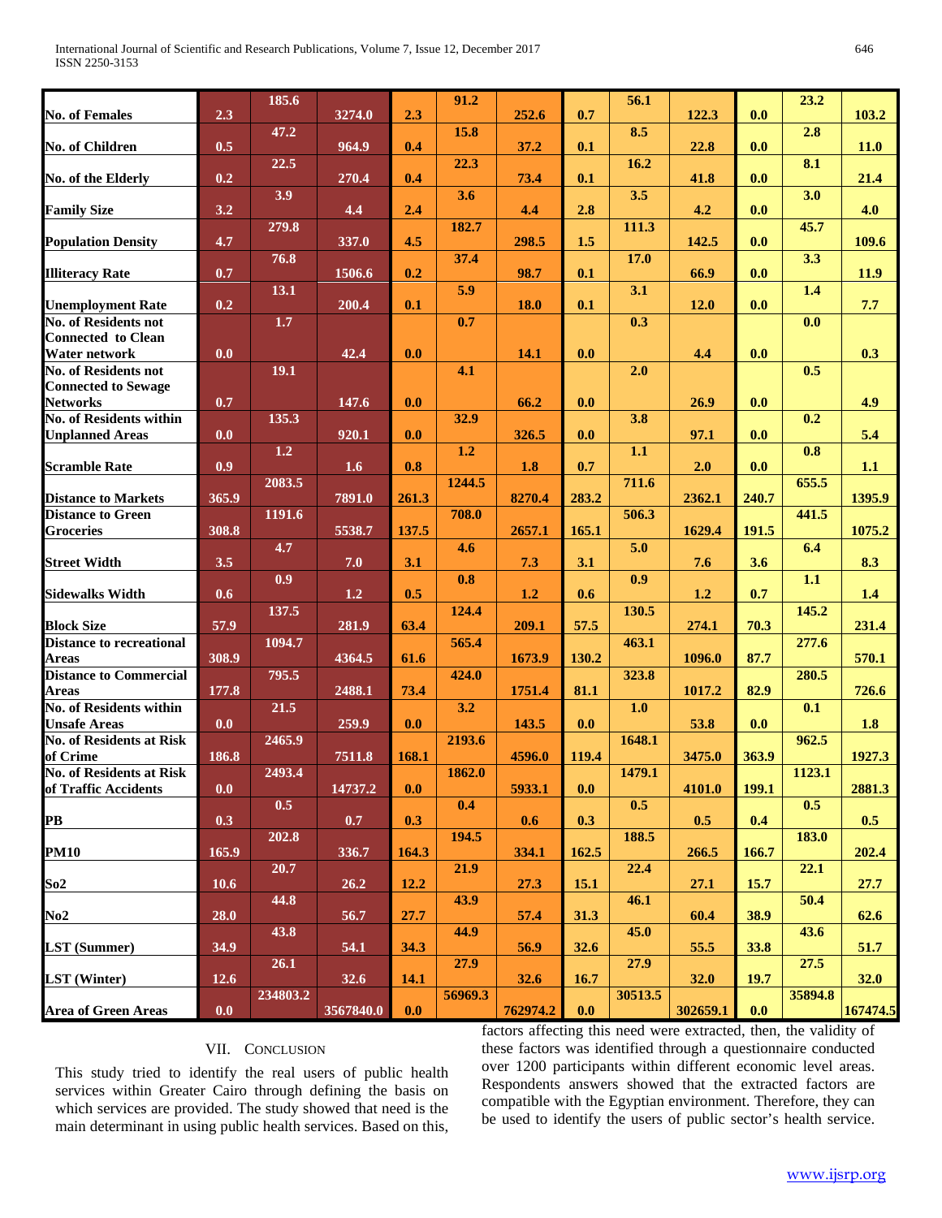| No. of Females | 2.3 | 185.6 | 3274.0 | 2.3 | 91.2 | 252.6 | 0.7 | 56.1 | 122.3 | 0.0 | 23.2 | 103.2 |
|---|---|---|---|---|---|---|---|---|---|---|---|---|
| No. of Children | 0.5 | 47.2 | 964.9 | 0.4 | 15.8 | 37.2 | 0.1 | 8.5 | 22.8 | 0.0 | 2.8 | 11.0 |
| No. of the Elderly | 0.2 | 22.5 | 270.4 | 0.4 | 22.3 | 73.4 | 0.1 | 16.2 | 41.8 | 0.0 | 8.1 | 21.4 |
| Family Size | 3.2 | 3.9 | 4.4 | 2.4 | 3.6 | 4.4 | 2.8 | 3.5 | 4.2 | 0.0 | 3.0 | 4.0 |
| Population Density | 4.7 | 279.8 | 337.0 | 4.5 | 182.7 | 298.5 | 1.5 | 111.3 | 142.5 | 0.0 | 45.7 | 109.6 |
| Illiteracy Rate | 0.7 | 76.8 | 1506.6 | 0.2 | 37.4 | 98.7 | 0.1 | 17.0 | 66.9 | 0.0 | 3.3 | 11.9 |
| Unemployment Rate | 0.2 | 13.1 | 200.4 | 0.1 | 5.9 | 18.0 | 0.1 | 3.1 | 12.0 | 0.0 | 1.4 | 7.7 |
| No. of Residents not Connected to Clean Water network | 0.0 | 1.7 | 42.4 | 0.0 | 0.7 | 14.1 | 0.0 | 0.3 | 4.4 | 0.0 | 0.0 | 0.3 |
| No. of Residents not Connected to Sewage Networks | 0.7 | 19.1 | 147.6 | 0.0 | 4.1 | 66.2 | 0.0 | 2.0 | 26.9 | 0.0 | 0.5 | 4.9 |
| No. of Residents within Unplanned Areas | 0.0 | 135.3 | 920.1 | 0.0 | 32.9 | 326.5 | 0.0 | 3.8 | 97.1 | 0.0 | 0.2 | 5.4 |
| Scramble Rate | 0.9 | 1.2 | 1.6 | 0.8 | 1.2 | 1.8 | 0.7 | 1.1 | 2.0 | 0.0 | 0.8 | 1.1 |
| Distance to Markets | 365.9 | 2083.5 | 7891.0 | 261.3 | 1244.5 | 8270.4 | 283.2 | 711.6 | 2362.1 | 240.7 | 655.5 | 1395.9 |
| Distance to Green Groceries | 308.8 | 1191.6 | 5538.7 | 137.5 | 708.0 | 2657.1 | 165.1 | 506.3 | 1629.4 | 191.5 | 441.5 | 1075.2 |
| Street Width | 3.5 | 4.7 | 7.0 | 3.1 | 4.6 | 7.3 | 3.1 | 5.0 | 7.6 | 3.6 | 6.4 | 8.3 |
| Sidewalks Width | 0.6 | 0.9 | 1.2 | 0.5 | 0.8 | 1.2 | 0.6 | 0.9 | 1.2 | 0.7 | 1.1 | 1.4 |
| Block Size | 57.9 | 137.5 | 281.9 | 63.4 | 124.4 | 209.1 | 57.5 | 130.5 | 274.1 | 70.3 | 145.2 | 231.4 |
| Distance to recreational Areas | 308.9 | 1094.7 | 4364.5 | 61.6 | 565.4 | 1673.9 | 130.2 | 463.1 | 1096.0 | 87.7 | 277.6 | 570.1 |
| Distance to Commercial Areas | 177.8 | 795.5 | 2488.1 | 73.4 | 424.0 | 1751.4 | 81.1 | 323.8 | 1017.2 | 82.9 | 280.5 | 726.6 |
| No. of Residents within Unsafe Areas | 0.0 | 21.5 | 259.9 | 0.0 | 3.2 | 143.5 | 0.0 | 1.0 | 53.8 | 0.0 | 0.1 | 1.8 |
| No. of Residents at Risk of Crime | 186.8 | 2465.9 | 7511.8 | 168.1 | 2193.6 | 4596.0 | 119.4 | 1648.1 | 3475.0 | 363.9 | 962.5 | 1927.3 |
| No. of Residents at Risk of Traffic Accidents | 0.0 | 2493.4 | 14737.2 | 0.0 | 1862.0 | 5933.1 | 0.0 | 1479.1 | 4101.0 | 199.1 | 1123.1 | 2881.3 |
| PB | 0.3 | 0.5 | 0.7 | 0.3 | 0.4 | 0.6 | 0.3 | 0.5 | 0.5 | 0.4 | 0.5 | 0.5 |
| PM10 | 165.9 | 202.8 | 336.7 | 164.3 | 194.5 | 334.1 | 162.5 | 188.5 | 266.5 | 166.7 | 183.0 | 202.4 |
| So2 | 10.6 | 20.7 | 26.2 | 12.2 | 21.9 | 27.3 | 15.1 | 22.4 | 27.1 | 15.7 | 22.1 | 27.7 |
| No2 | 28.0 | 44.8 | 56.7 | 27.7 | 43.9 | 57.4 | 31.3 | 46.1 | 60.4 | 38.9 | 50.4 | 62.6 |
| LST (Summer) | 34.9 | 43.8 | 54.1 | 34.3 | 44.9 | 56.9 | 32.6 | 45.0 | 55.5 | 33.8 | 43.6 | 51.7 |
| LST (Winter) | 12.6 | 26.1 | 32.6 | 14.1 | 27.9 | 32.6 | 16.7 | 27.9 | 32.0 | 19.7 | 27.5 | 32.0 |
| Area of Green Areas | 0.0 | 234803.2 | 3567840.0 | 0.0 | 56969.3 | 762974.2 | 0.0 | 30513.5 | 302659.1 | 0.0 | 35894.8 | 167474.5 |

## VII. Conclusion

This study tried to identify the real users of public health services within Greater Cairo through defining the basis on which services are provided. The study showed that need is the main determinant in using public health services. Based on this, factors affecting this need were extracted, then, the validity of these factors was identified through a questionnaire conducted over 1200 participants within different economic level areas. Respondents answers showed that the extracted factors are compatible with the Egyptian environment. Therefore, they can be used to identify the users of public sector's health service.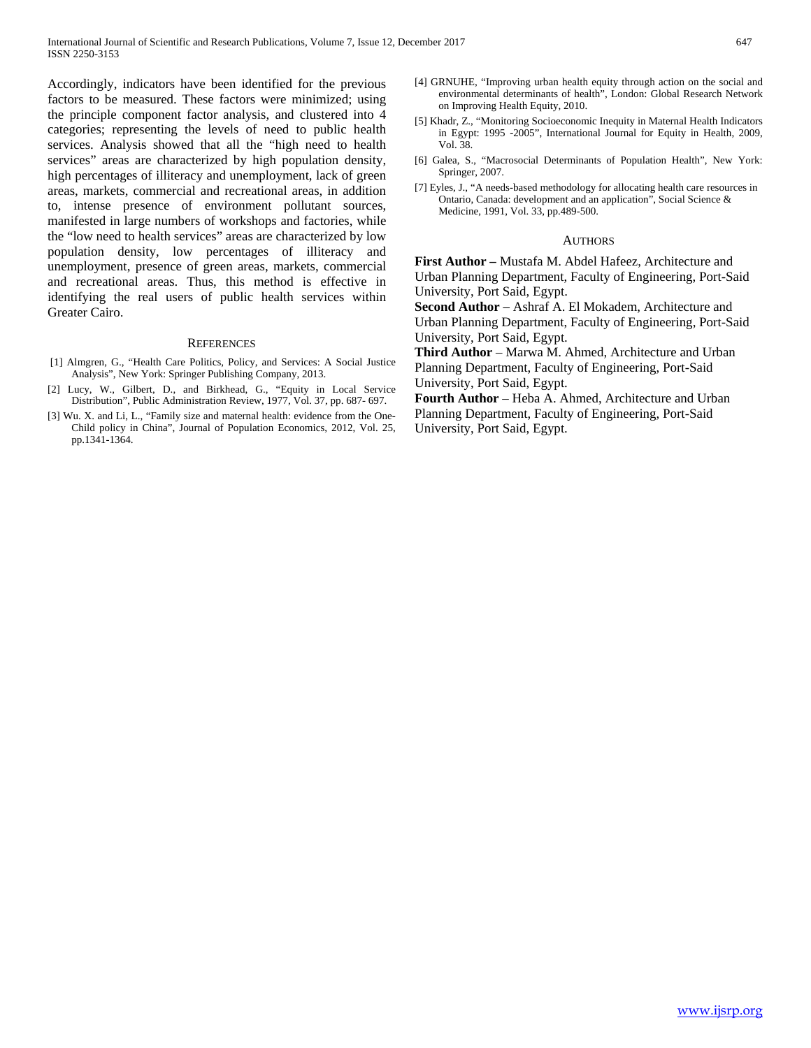Accordingly, indicators have been identified for the previous factors to be measured. These factors were minimized; using the principle component factor analysis, and clustered into 4 categories; representing the levels of need to public health services. Analysis showed that all the "high need to health services" areas are characterized by high population density, high percentages of illiteracy and unemployment, lack of green areas, markets, commercial and recreational areas, in addition to, intense presence of environment pollutant sources, manifested in large numbers of workshops and factories, while the "low need to health services" areas are characterized by low population density, low percentages of illiteracy and unemployment, presence of green areas, markets, commercial and recreational areas. Thus, this method is effective in identifying the real users of public health services within Greater Cairo.

## References

[1] Almgren, G., "Health Care Politics, Policy, and Services: A Social Justice Analysis", New York: Springer Publishing Company, 2013.

[2] Lucy, W., Gilbert, D., and Birkhead, G., "Equity in Local Service Distribution", Public Administration Review, 1977, Vol. 37, pp. 687- 697.

[3] Wu. X. and Li, L., "Family size and maternal health: evidence from the One-Child policy in China", Journal of Population Economics, 2012, Vol. 25, pp.1341-1364.

[4] GRNUHE, "Improving urban health equity through action on the social and environmental determinants of health", London: Global Research Network on Improving Health Equity, 2010.

[5] Khadr, Z., "Monitoring Socioeconomic Inequity in Maternal Health Indicators in Egypt: 1995 -2005", International Journal for Equity in Health, 2009, Vol. 38.

[6] Galea, S., "Macrosocial Determinants of Population Health", New York: Springer, 2007.

[7] Eyles, J., "A needs-based methodology for allocating health care resources in Ontario, Canada: development and an application", Social Science & Medicine, 1991, Vol. 33, pp.489-500.

## Authors

**First Author –** Mustafa M. Abdel Hafeez, Architecture and Urban Planning Department, Faculty of Engineering, Port-Said University, Port Said, Egypt.

**Second Author** – Ashraf A. El Mokadem, Architecture and Urban Planning Department, Faculty of Engineering, Port-Said University, Port Said, Egypt.

**Third Author** – Marwa M. Ahmed, Architecture and Urban Planning Department, Faculty of Engineering, Port-Said University, Port Said, Egypt.

**Fourth Author** – Heba A. Ahmed, Architecture and Urban Planning Department, Faculty of Engineering, Port-Said University, Port Said, Egypt.